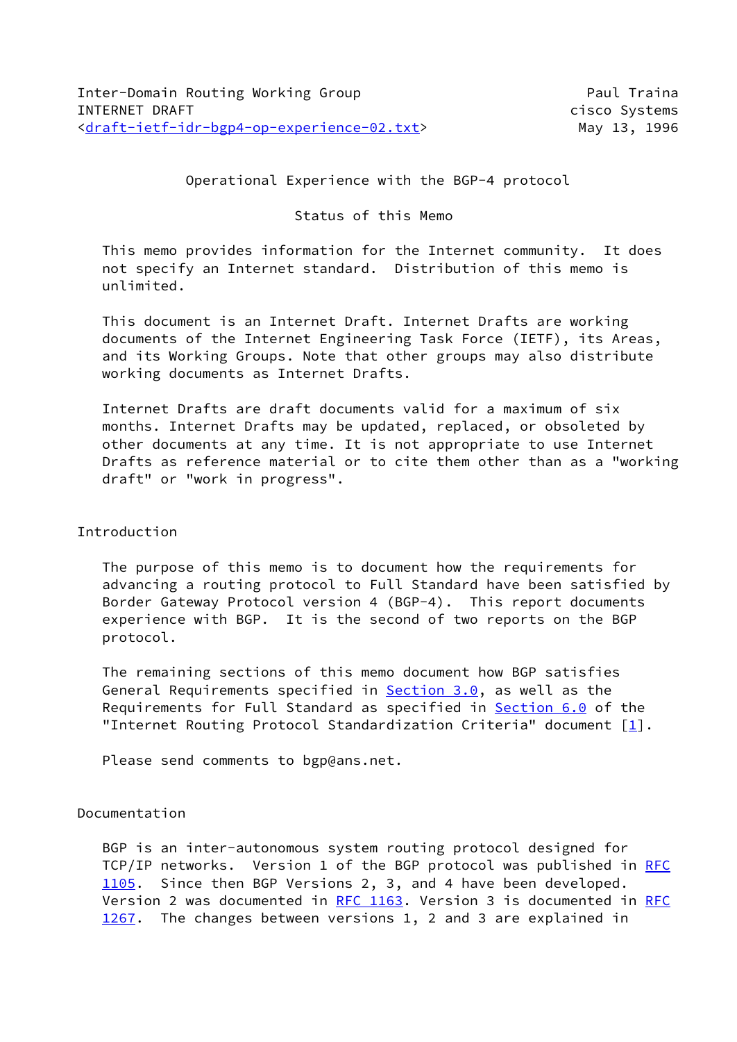Inter-Domain Routing Working Group                    Paul Traina
INTERNET DRAFT                                        cisco Systems
<draft-ietf-idr-bgp4-op-experience-02.txt>            May 13, 1996

# Operational Experience with the BGP-4 protocol

## Status of this Memo

This memo provides information for the Internet community. It does not specify an Internet standard. Distribution of this memo is unlimited.

This document is an Internet Draft. Internet Drafts are working documents of the Internet Engineering Task Force (IETF), its Areas, and its Working Groups. Note that other groups may also distribute working documents as Internet Drafts.

Internet Drafts are draft documents valid for a maximum of six months. Internet Drafts may be updated, replaced, or obsoleted by other documents at any time. It is not appropriate to use Internet Drafts as reference material or to cite them other than as a "working draft" or "work in progress".

## Introduction

The purpose of this memo is to document how the requirements for advancing a routing protocol to Full Standard have been satisfied by Border Gateway Protocol version 4 (BGP-4). This report documents experience with BGP. It is the second of two reports on the BGP protocol.

The remaining sections of this memo document how BGP satisfies General Requirements specified in Section 3.0, as well as the Requirements for Full Standard as specified in Section 6.0 of the "Internet Routing Protocol Standardization Criteria" document [1].

Please send comments to bgp@ans.net.

## Documentation

BGP is an inter-autonomous system routing protocol designed for TCP/IP networks. Version 1 of the BGP protocol was published in RFC 1105. Since then BGP Versions 2, 3, and 4 have been developed. Version 2 was documented in RFC 1163. Version 3 is documented in RFC 1267. The changes between versions 1, 2 and 3 are explained in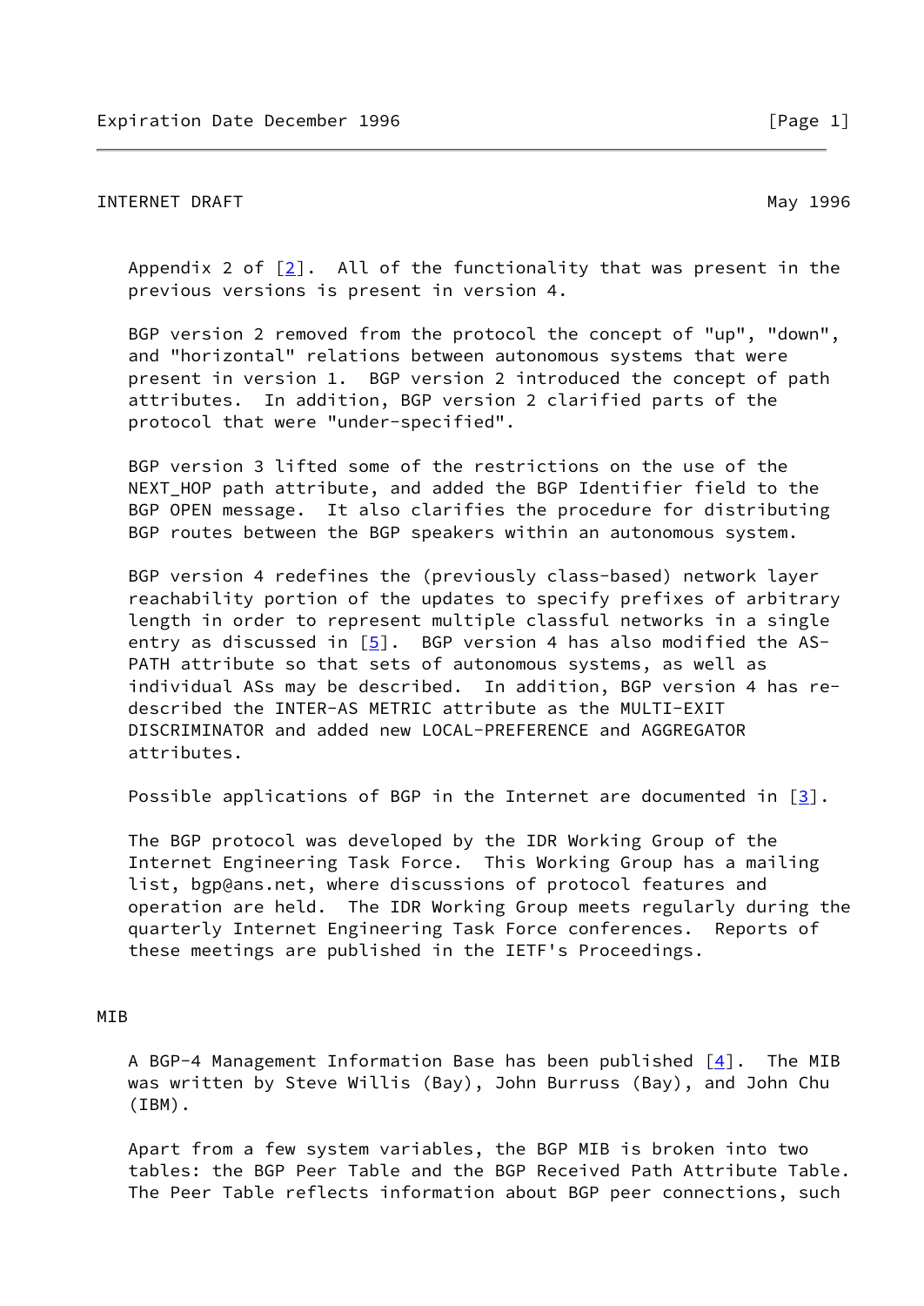Appendix 2 of [2]. All of the functionality that was present in the previous versions is present in version 4.

BGP version 2 removed from the protocol the concept of "up", "down", and "horizontal" relations between autonomous systems that were present in version 1. BGP version 2 introduced the concept of path attributes. In addition, BGP version 2 clarified parts of the protocol that were "under-specified".

BGP version 3 lifted some of the restrictions on the use of the NEXT_HOP path attribute, and added the BGP Identifier field to the BGP OPEN message. It also clarifies the procedure for distributing BGP routes between the BGP speakers within an autonomous system.

BGP version 4 redefines the (previously class-based) network layer reachability portion of the updates to specify prefixes of arbitrary length in order to represent multiple classful networks in a single entry as discussed in [5]. BGP version 4 has also modified the AS-PATH attribute so that sets of autonomous systems, as well as individual ASs may be described. In addition, BGP version 4 has re-described the INTER-AS METRIC attribute as the MULTI-EXIT DISCRIMINATOR and added new LOCAL-PREFERENCE and AGGREGATOR attributes.

Possible applications of BGP in the Internet are documented in [3].

The BGP protocol was developed by the IDR Working Group of the Internet Engineering Task Force. This Working Group has a mailing list, bgp@ans.net, where discussions of protocol features and operation are held. The IDR Working Group meets regularly during the quarterly Internet Engineering Task Force conferences. Reports of these meetings are published in the IETF's Proceedings.

## MIB

A BGP-4 Management Information Base has been published [4]. The MIB was written by Steve Willis (Bay), John Burruss (Bay), and John Chu (IBM).

Apart from a few system variables, the BGP MIB is broken into two tables: the BGP Peer Table and the BGP Received Path Attribute Table. The Peer Table reflects information about BGP peer connections, such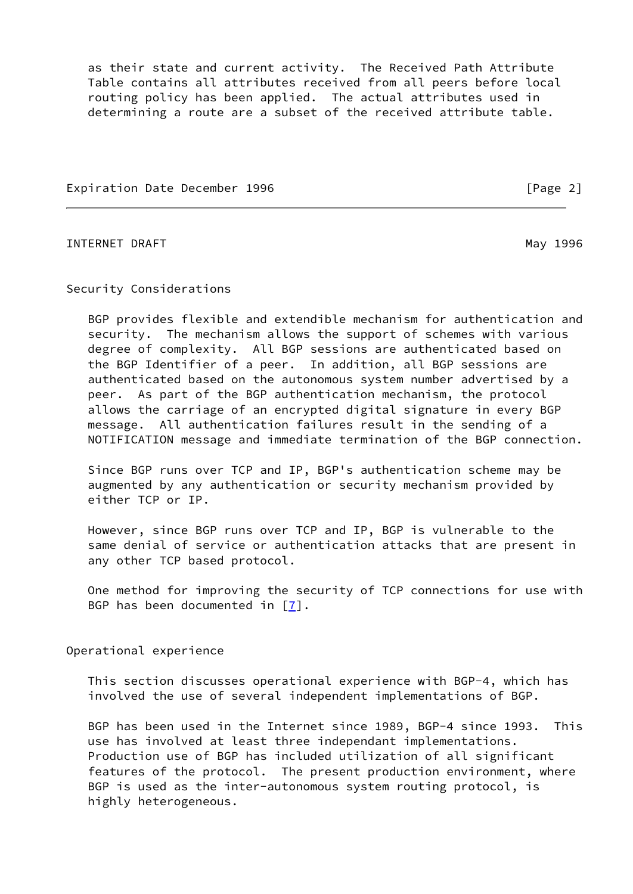as their state and current activity. The Received Path Attribute Table contains all attributes received from all peers before local routing policy has been applied. The actual attributes used in determining a route are a subset of the received attribute table.

## Security Considerations

BGP provides flexible and extendible mechanism for authentication and security. The mechanism allows the support of schemes with various degree of complexity. All BGP sessions are authenticated based on the BGP Identifier of a peer. In addition, all BGP sessions are authenticated based on the autonomous system number advertised by a peer. As part of the BGP authentication mechanism, the protocol allows the carriage of an encrypted digital signature in every BGP message. All authentication failures result in the sending of a NOTIFICATION message and immediate termination of the BGP connection.

Since BGP runs over TCP and IP, BGP's authentication scheme may be augmented by any authentication or security mechanism provided by either TCP or IP.

However, since BGP runs over TCP and IP, BGP is vulnerable to the same denial of service or authentication attacks that are present in any other TCP based protocol.

One method for improving the security of TCP connections for use with BGP has been documented in [7].

## Operational experience

This section discusses operational experience with BGP-4, which has involved the use of several independent implementations of BGP.

BGP has been used in the Internet since 1989, BGP-4 since 1993. This use has involved at least three independant implementations. Production use of BGP has included utilization of all significant features of the protocol. The present production environment, where BGP is used as the inter-autonomous system routing protocol, is highly heterogeneous.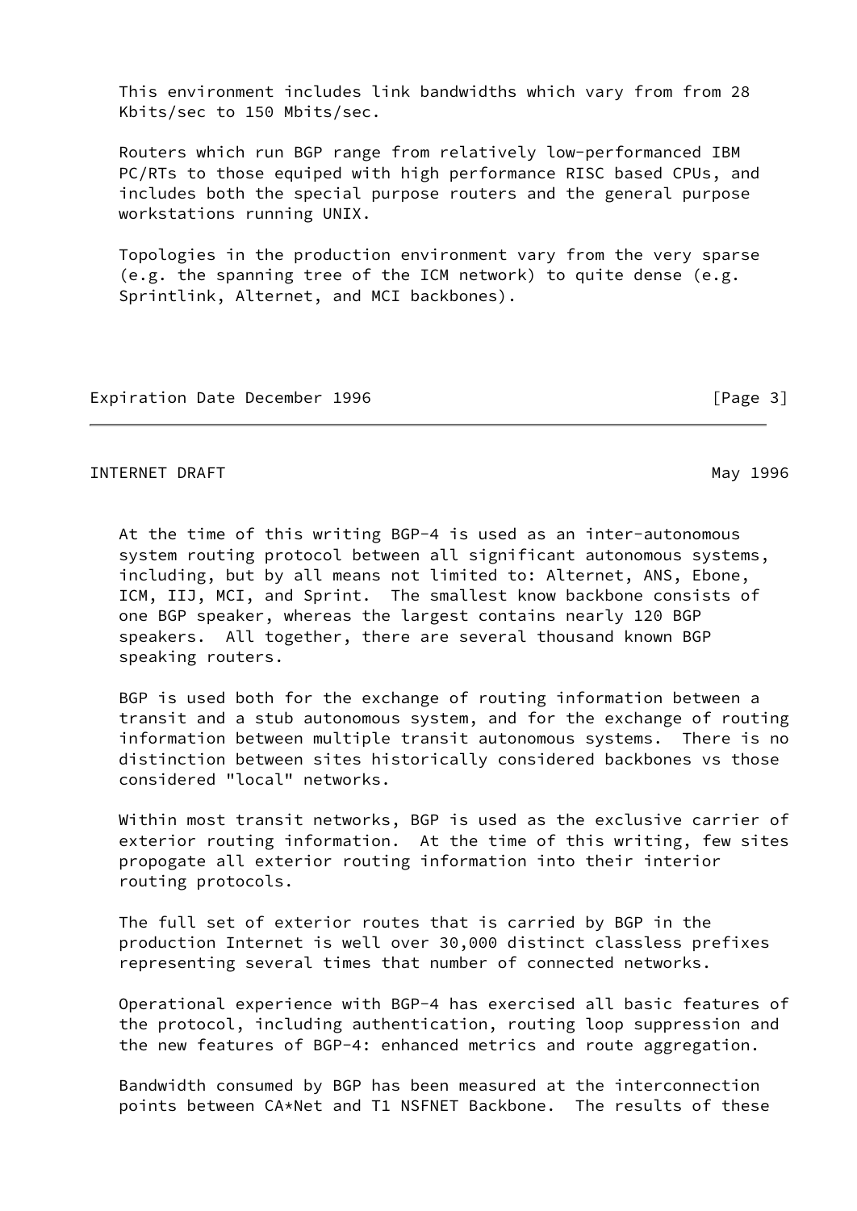This environment includes link bandwidths which vary from from 28 Kbits/sec to 150 Mbits/sec.

Routers which run BGP range from relatively low-performanced IBM PC/RTs to those equiped with high performance RISC based CPUs, and includes both the special purpose routers and the general purpose workstations running UNIX.

Topologies in the production environment vary from the very sparse (e.g. the spanning tree of the ICM network) to quite dense (e.g. Sprintlink, Alternet, and MCI backbones).

At the time of this writing BGP-4 is used as an inter-autonomous system routing protocol between all significant autonomous systems, including, but by all means not limited to: Alternet, ANS, Ebone, ICM, IIJ, MCI, and Sprint. The smallest know backbone consists of one BGP speaker, whereas the largest contains nearly 120 BGP speakers. All together, there are several thousand known BGP speaking routers.

BGP is used both for the exchange of routing information between a transit and a stub autonomous system, and for the exchange of routing information between multiple transit autonomous systems. There is no distinction between sites historically considered backbones vs those considered "local" networks.

Within most transit networks, BGP is used as the exclusive carrier of exterior routing information. At the time of this writing, few sites propogate all exterior routing information into their interior routing protocols.

The full set of exterior routes that is carried by BGP in the production Internet is well over 30,000 distinct classless prefixes representing several times that number of connected networks.

Operational experience with BGP-4 has exercised all basic features of the protocol, including authentication, routing loop suppression and the new features of BGP-4: enhanced metrics and route aggregation.

Bandwidth consumed by BGP has been measured at the interconnection points between CA*Net and T1 NSFNET Backbone. The results of these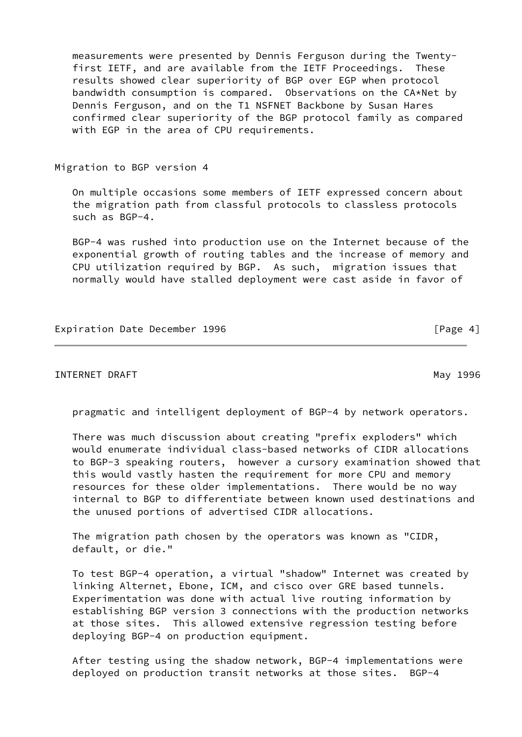measurements were presented by Dennis Ferguson during the Twenty-first IETF, and are available from the IETF Proceedings. These results showed clear superiority of BGP over EGP when protocol bandwidth consumption is compared. Observations on the CA*Net by Dennis Ferguson, and on the T1 NSFNET Backbone by Susan Hares confirmed clear superiority of the BGP protocol family as compared with EGP in the area of CPU requirements.

## Migration to BGP version 4

On multiple occasions some members of IETF expressed concern about the migration path from classful protocols to classless protocols such as BGP-4.

BGP-4 was rushed into production use on the Internet because of the exponential growth of routing tables and the increase of memory and CPU utilization required by BGP. As such, migration issues that normally would have stalled deployment were cast aside in favor of pragmatic and intelligent deployment of BGP-4 by network operators.

There was much discussion about creating "prefix exploders" which would enumerate individual class-based networks of CIDR allocations to BGP-3 speaking routers, however a cursory examination showed that this would vastly hasten the requirement for more CPU and memory resources for these older implementations. There would be no way internal to BGP to differentiate between known used destinations and the unused portions of advertised CIDR allocations.

The migration path chosen by the operators was known as "CIDR, default, or die."

To test BGP-4 operation, a virtual "shadow" Internet was created by linking Alternet, Ebone, ICM, and cisco over GRE based tunnels. Experimentation was done with actual live routing information by establishing BGP version 3 connections with the production networks at those sites. This allowed extensive regression testing before deploying BGP-4 on production equipment.

After testing using the shadow network, BGP-4 implementations were deployed on production transit networks at those sites. BGP-4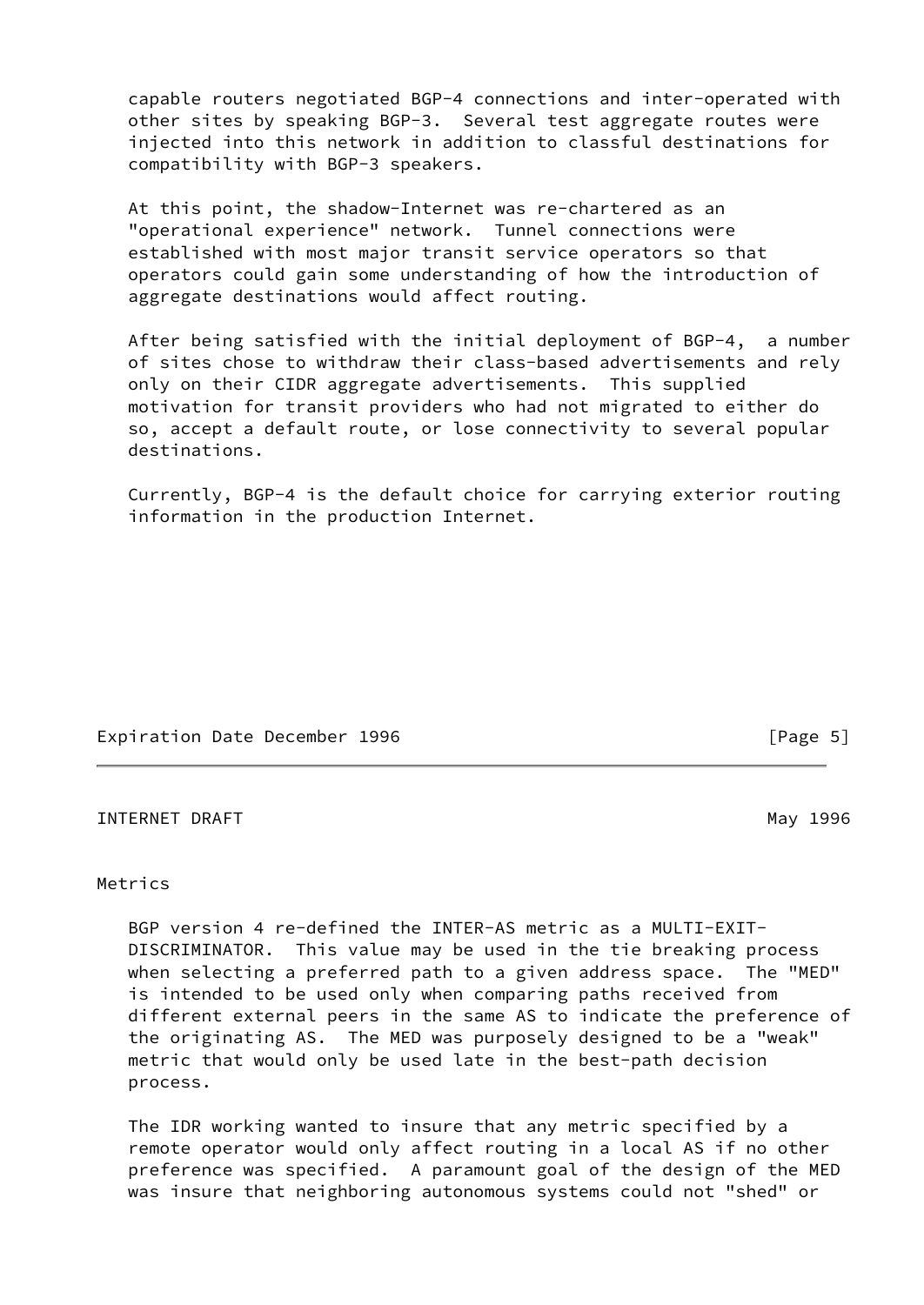capable routers negotiated BGP-4 connections and inter-operated with other sites by speaking BGP-3. Several test aggregate routes were injected into this network in addition to classful destinations for compatibility with BGP-3 speakers.

At this point, the shadow-Internet was re-chartered as an "operational experience" network. Tunnel connections were established with most major transit service operators so that operators could gain some understanding of how the introduction of aggregate destinations would affect routing.

After being satisfied with the initial deployment of BGP-4, a number of sites chose to withdraw their class-based advertisements and rely only on their CIDR aggregate advertisements. This supplied motivation for transit providers who had not migrated to either do so, accept a default route, or lose connectivity to several popular destinations.

Currently, BGP-4 is the default choice for carrying exterior routing information in the production Internet.

## Metrics

BGP version 4 re-defined the INTER-AS metric as a MULTI-EXIT-DISCRIMINATOR. This value may be used in the tie breaking process when selecting a preferred path to a given address space. The "MED" is intended to be used only when comparing paths received from different external peers in the same AS to indicate the preference of the originating AS. The MED was purposely designed to be a "weak" metric that would only be used late in the best-path decision process.

The IDR working wanted to insure that any metric specified by a remote operator would only affect routing in a local AS if no other preference was specified. A paramount goal of the design of the MED was insure that neighboring autonomous systems could not "shed" or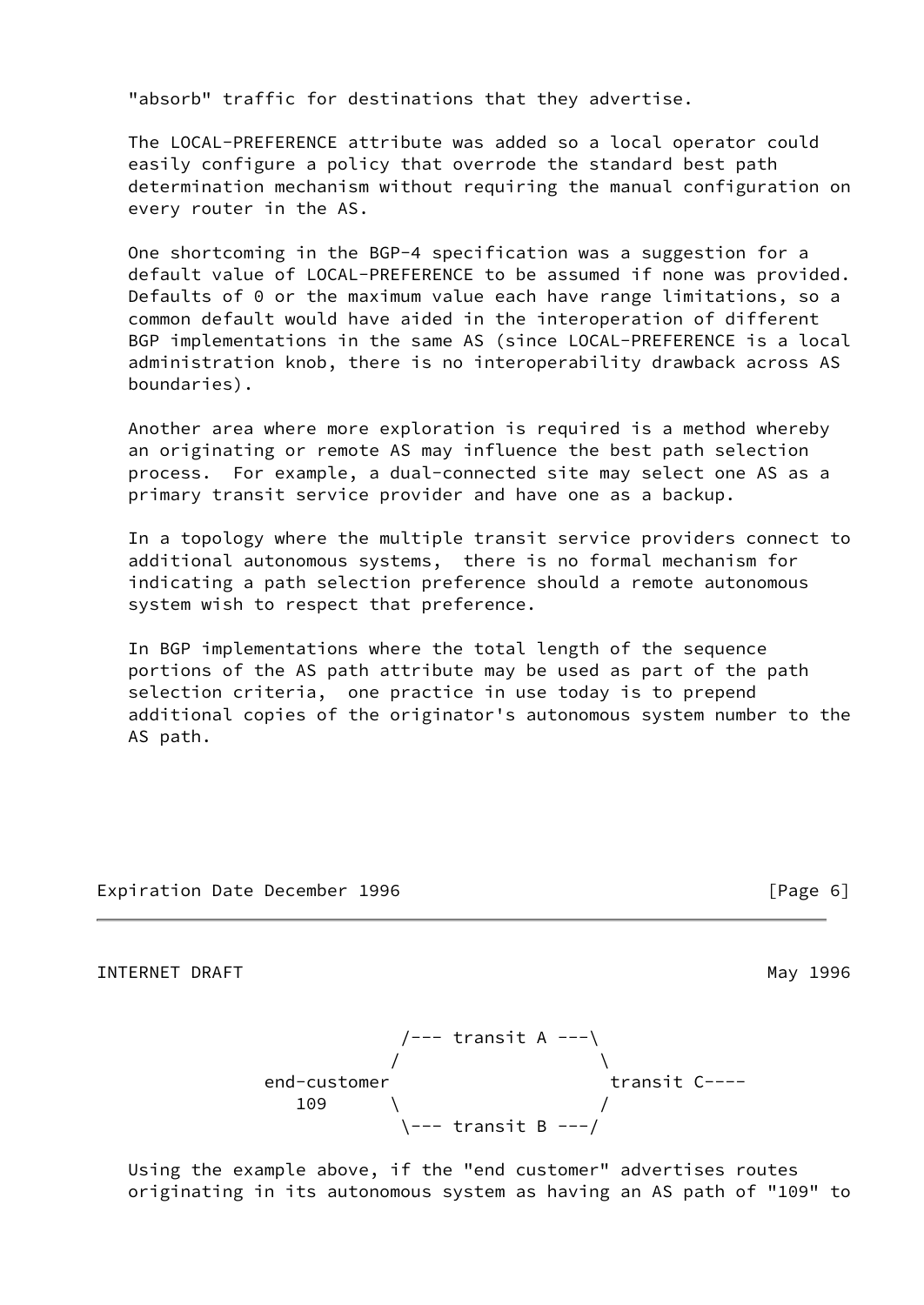"absorb" traffic for destinations that they advertise.

The LOCAL-PREFERENCE attribute was added so a local operator could easily configure a policy that overrode the standard best path determination mechanism without requiring the manual configuration on every router in the AS.

One shortcoming in the BGP-4 specification was a suggestion for a default value of LOCAL-PREFERENCE to be assumed if none was provided. Defaults of 0 or the maximum value each have range limitations, so a common default would have aided in the interoperation of different BGP implementations in the same AS (since LOCAL-PREFERENCE is a local administration knob, there is no interoperability drawback across AS boundaries).

Another area where more exploration is required is a method whereby an originating or remote AS may influence the best path selection process. For example, a dual-connected site may select one AS as a primary transit service provider and have one as a backup.

In a topology where the multiple transit service providers connect to additional autonomous systems, there is no formal mechanism for indicating a path selection preference should a remote autonomous system wish to respect that preference.

In BGP implementations where the total length of the sequence portions of the AS path attribute may be used as part of the path selection criteria, one practice in use today is to prepend additional copies of the originator's autonomous system number to the AS path.

```
                  /--- transit A ---\
                 /                   \
      end-customer                    transit C----
         109     \                   /
                  \--- transit B ---/
```

Using the example above, if the "end customer" advertises routes originating in its autonomous system as having an AS path of "109" to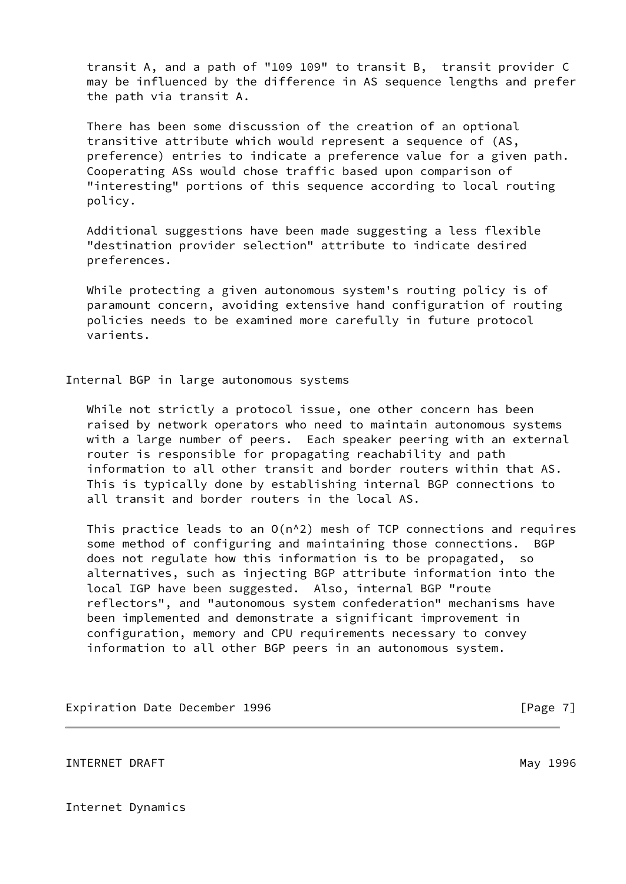transit A, and a path of "109 109" to transit B,  transit provider C may be influenced by the difference in AS sequence lengths and prefer the path via transit A.

There has been some discussion of the creation of an optional transitive attribute which would represent a sequence of (AS, preference) entries to indicate a preference value for a given path. Cooperating ASs would chose traffic based upon comparison of "interesting" portions of this sequence according to local routing policy.

Additional suggestions have been made suggesting a less flexible "destination provider selection" attribute to indicate desired preferences.

While protecting a given autonomous system's routing policy is of paramount concern, avoiding extensive hand configuration of routing policies needs to be examined more carefully in future protocol varients.

## Internal BGP in large autonomous systems

While not strictly a protocol issue, one other concern has been raised by network operators who need to maintain autonomous systems with a large number of peers.  Each speaker peering with an external router is responsible for propagating reachability and path information to all other transit and border routers within that AS. This is typically done by establishing internal BGP connections to all transit and border routers in the local AS.

This practice leads to an $O(n^2)$ mesh of TCP connections and requires some method of configuring and maintaining those connections.  BGP does not regulate how this information is to be propagated,  so alternatives, such as injecting BGP attribute information into the local IGP have been suggested.  Also, internal BGP "route reflectors", and "autonomous system confederation" mechanisms have been implemented and demonstrate a significant improvement in configuration, memory and CPU requirements necessary to convey information to all other BGP peers in an autonomous system.

## Internet Dynamics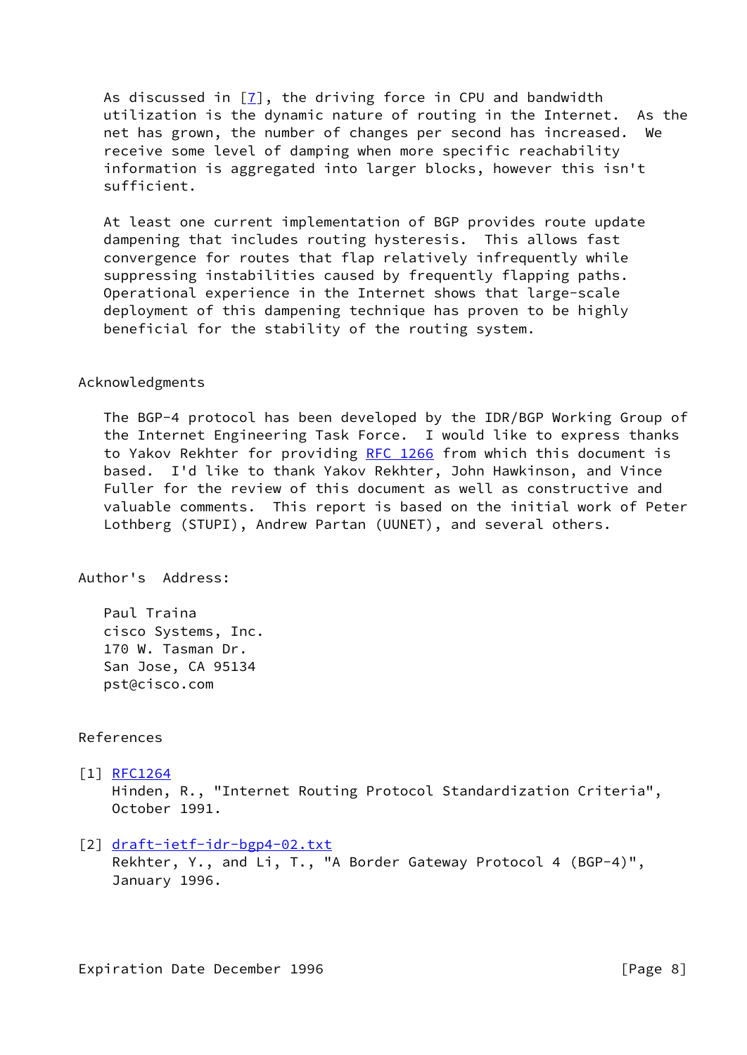As discussed in [7], the driving force in CPU and bandwidth utilization is the dynamic nature of routing in the Internet. As the net has grown, the number of changes per second has increased. We receive some level of damping when more specific reachability information is aggregated into larger blocks, however this isn't sufficient.

At least one current implementation of BGP provides route update dampening that includes routing hysteresis. This allows fast convergence for routes that flap relatively infrequently while suppressing instabilities caused by frequently flapping paths. Operational experience in the Internet shows that large-scale deployment of this dampening technique has proven to be highly beneficial for the stability of the routing system.

## Acknowledgments

The BGP-4 protocol has been developed by the IDR/BGP Working Group of the Internet Engineering Task Force. I would like to express thanks to Yakov Rekhter for providing RFC 1266 from which this document is based. I'd like to thank Yakov Rekhter, John Hawkinson, and Vince Fuller for the review of this document as well as constructive and valuable comments. This report is based on the initial work of Peter Lothberg (STUPI), Andrew Partan (UUNET), and several others.

## Author's Address:

Paul Traina
cisco Systems, Inc.
170 W. Tasman Dr.
San Jose, CA 95134
pst@cisco.com

## References

[1] RFC1264
Hinden, R., "Internet Routing Protocol Standardization Criteria", October 1991.

[2] draft-ietf-idr-bgp4-02.txt
Rekhter, Y., and Li, T., "A Border Gateway Protocol 4 (BGP-4)", January 1996.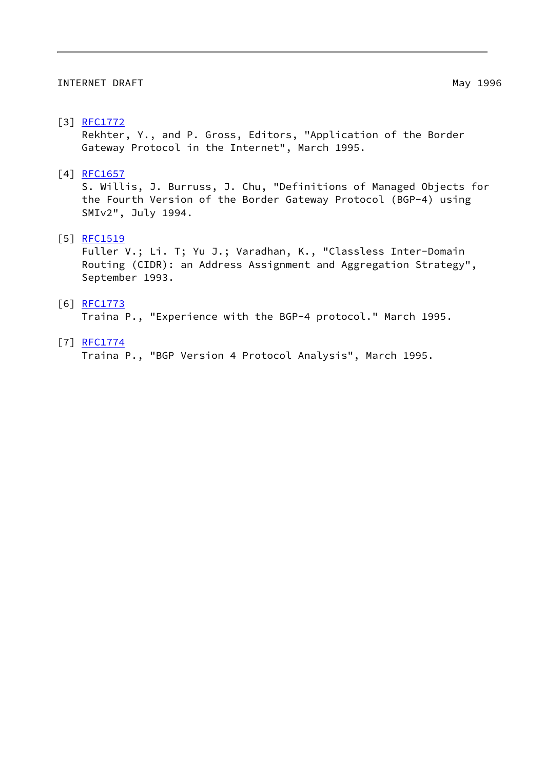[3] RFC1772
    Rekhter, Y., and P. Gross, Editors, "Application of the Border
    Gateway Protocol in the Internet", March 1995.

[4] RFC1657
    S. Willis, J. Burruss, J. Chu, "Definitions of Managed Objects for
    the Fourth Version of the Border Gateway Protocol (BGP-4) using
    SMIv2", July 1994.

[5] RFC1519
    Fuller V.; Li. T; Yu J.; Varadhan, K., "Classless Inter-Domain
    Routing (CIDR): an Address Assignment and Aggregation Strategy",
    September 1993.

[6] RFC1773
    Traina P., "Experience with the BGP-4 protocol." March 1995.

[7] RFC1774
    Traina P., "BGP Version 4 Protocol Analysis", March 1995.